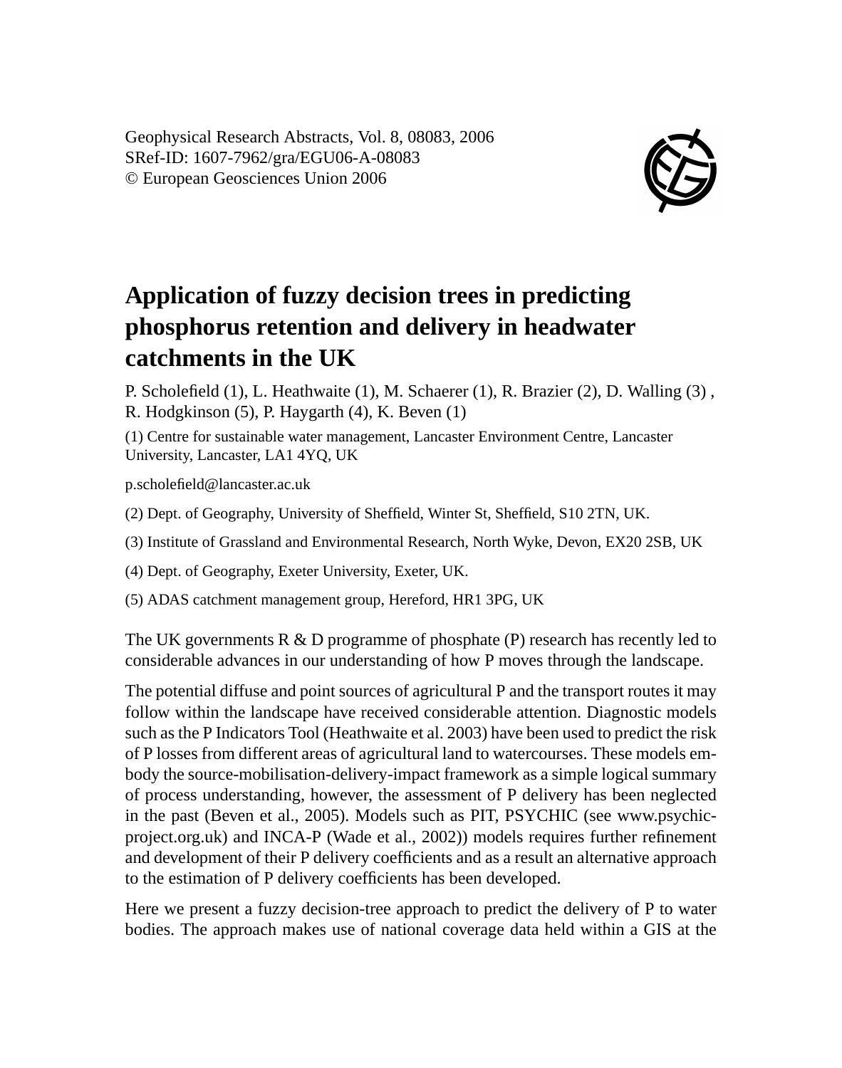Geophysical Research Abstracts, Vol. 8, 08083, 2006
SRef-ID: 1607-7962/gra/EGU06-A-08083
© European Geosciences Union 2006

# Application of fuzzy decision trees in predicting phosphorus retention and delivery in headwater catchments in the UK

P. Scholefield (1), L. Heathwaite (1), M. Schaerer (1), R. Brazier (2), D. Walling (3) , R. Hodgkinson (5), P. Haygarth (4), K. Beven (1)

(1) Centre for sustainable water management, Lancaster Environment Centre, Lancaster University, Lancaster, LA1 4YQ, UK

p.scholefield@lancaster.ac.uk

(2) Dept. of Geography, University of Sheffield, Winter St, Sheffield, S10 2TN, UK.

(3) Institute of Grassland and Environmental Research, North Wyke, Devon, EX20 2SB, UK

(4) Dept. of Geography, Exeter University, Exeter, UK.

(5) ADAS catchment management group, Hereford, HR1 3PG, UK

The UK governments R & D programme of phosphate (P) research has recently led to considerable advances in our understanding of how P moves through the landscape.

The potential diffuse and point sources of agricultural P and the transport routes it may follow within the landscape have received considerable attention. Diagnostic models such as the P Indicators Tool (Heathwaite et al. 2003) have been used to predict the risk of P losses from different areas of agricultural land to watercourses. These models embody the source-mobilisation-delivery-impact framework as a simple logical summary of process understanding, however, the assessment of P delivery has been neglected in the past (Beven et al., 2005). Models such as PIT, PSYCHIC (see www.psychic-project.org.uk) and INCA-P (Wade et al., 2002)) models requires further refinement and development of their P delivery coefficients and as a result an alternative approach to the estimation of P delivery coefficients has been developed.

Here we present a fuzzy decision-tree approach to predict the delivery of P to water bodies. The approach makes use of national coverage data held within a GIS at the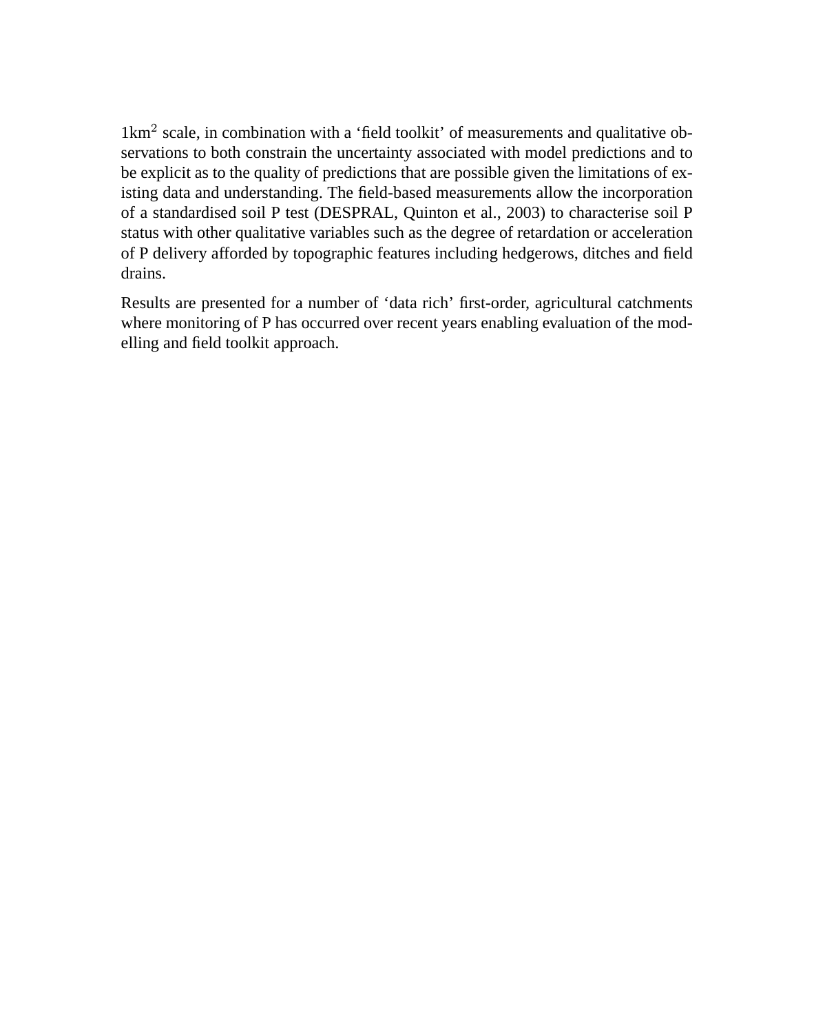$1\text{km}^2$ scale, in combination with a 'field toolkit' of measurements and qualitative observations to both constrain the uncertainty associated with model predictions and to be explicit as to the quality of predictions that are possible given the limitations of existing data and understanding. The field-based measurements allow the incorporation of a standardised soil P test (DESPRAL, Quinton et al., 2003) to characterise soil P status with other qualitative variables such as the degree of retardation or acceleration of P delivery afforded by topographic features including hedgerows, ditches and field drains.

Results are presented for a number of 'data rich' first-order, agricultural catchments where monitoring of P has occurred over recent years enabling evaluation of the modelling and field toolkit approach.